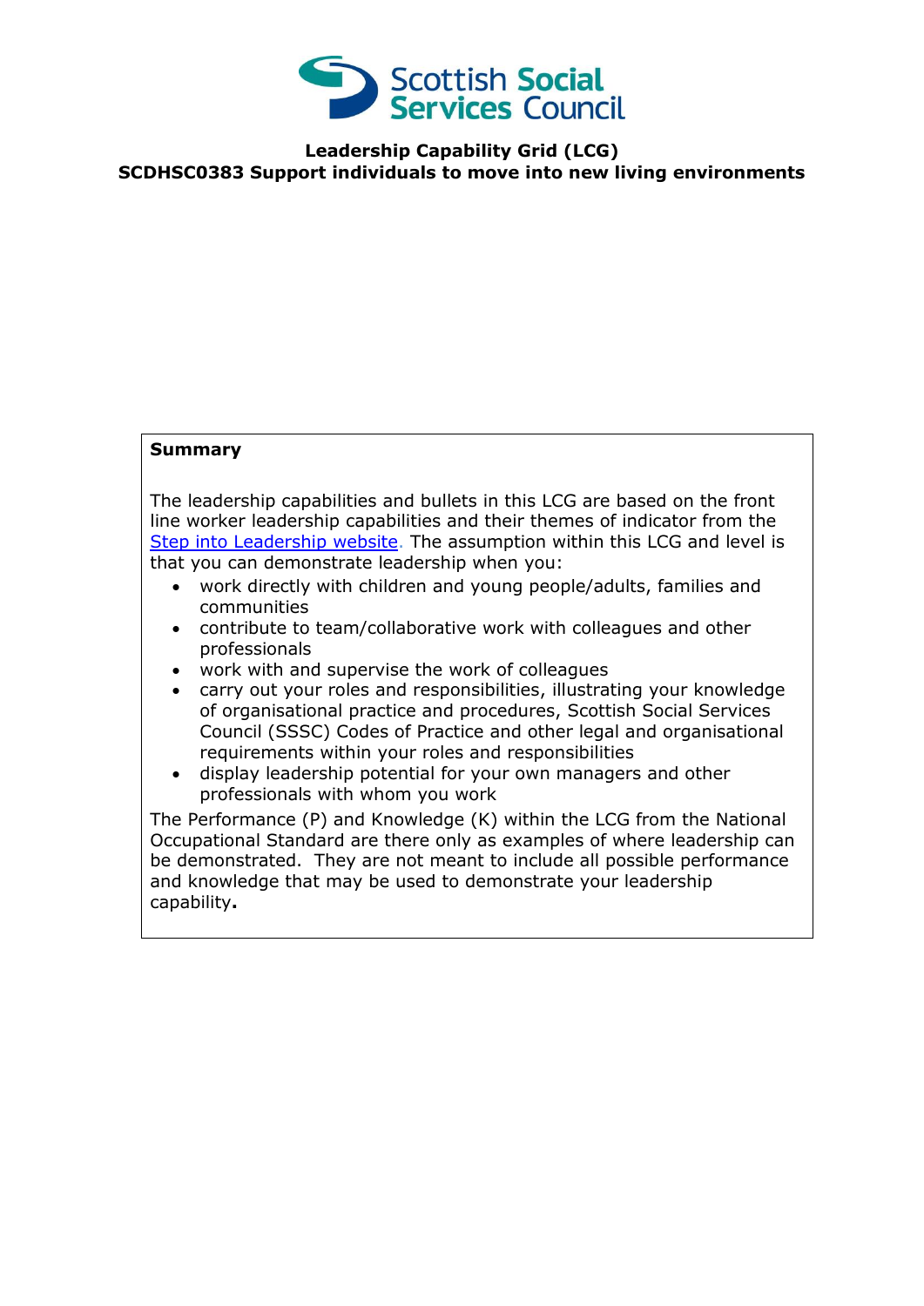**Leadership Capability Grid (LCG)**
**SCDHSC0383 Support individuals to move into new living environments**

| **Summary** |
|---|
| The leadership capabilities and bullets in this LCG are based on the front line worker leadership capabilities and their themes of indicator from the [Step into Leadership website](). The assumption within this LCG and level is that you can demonstrate leadership when you:<br>• work directly with children and young people/adults, families and communities<br>• contribute to team/collaborative work with colleagues and other professionals<br>• work with and supervise the work of colleagues<br>• carry out your roles and responsibilities, illustrating your knowledge of organisational practice and procedures, Scottish Social Services Council (SSSC) Codes of Practice and other legal and organisational requirements within your roles and responsibilities<br>• display leadership potential for your own managers and other professionals with whom you work<br>The Performance (P) and Knowledge (K) within the LCG from the National Occupational Standard are there only as examples of where leadership can be demonstrated. They are not meant to include all possible performance and knowledge that may be used to demonstrate your leadership capability**.** |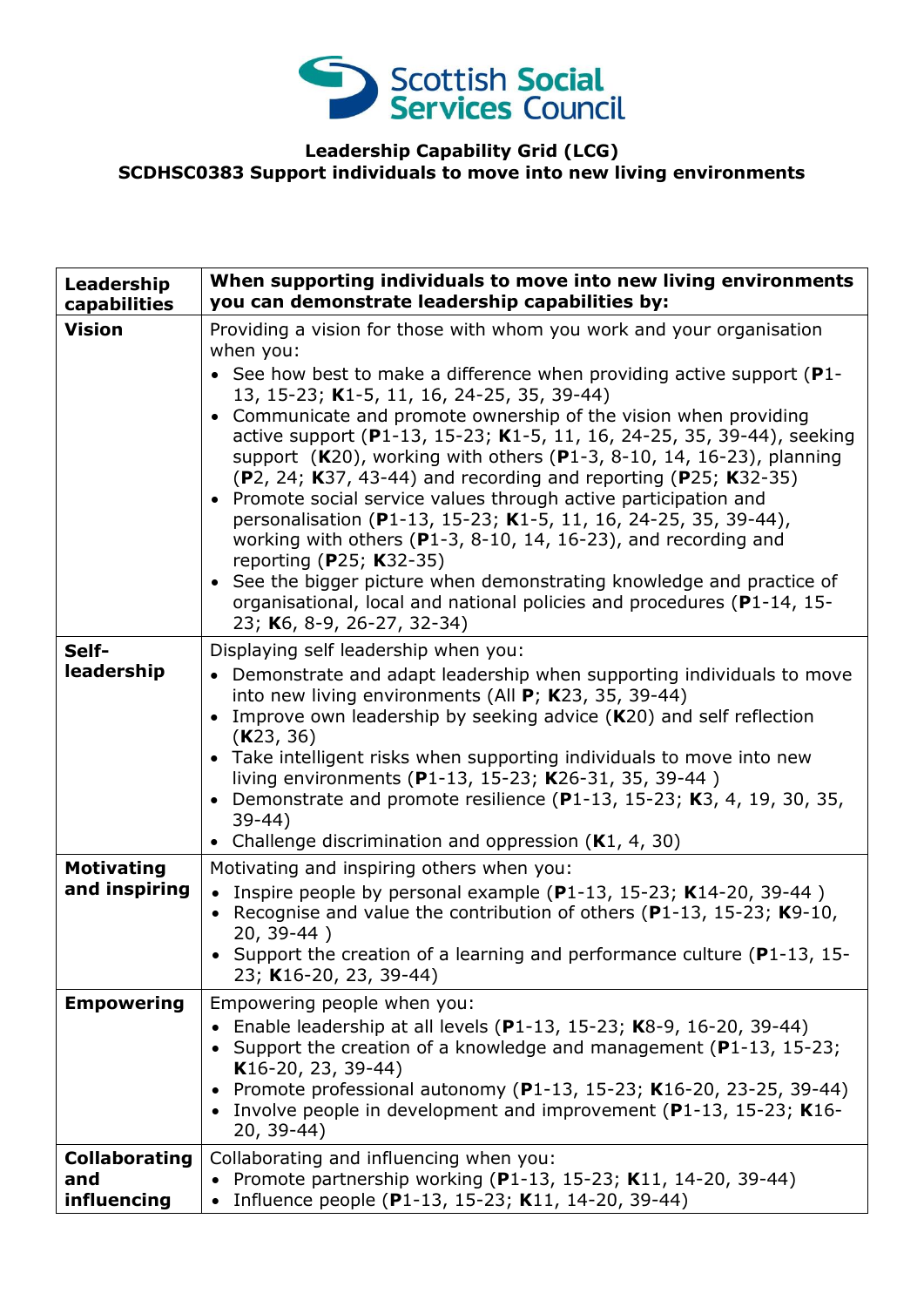Scottish Social Services Council

**Leadership Capability Grid (LCG)**
**SCDHSC0383 Support individuals to move into new living environments**

| **Leadership capabilities** | **When supporting individuals to move into new living environments you can demonstrate leadership capabilities by:** |
|---|---|
| **Vision** | Providing a vision for those with whom you work and your organisation when you:<br>• See how best to make a difference when providing active support (**P**1-13, 15-23; **K**1-5, 11, 16, 24-25, 35, 39-44)<br>• Communicate and promote ownership of the vision when providing active support (**P**1-13, 15-23; **K**1-5, 11, 16, 24-25, 35, 39-44), seeking support (**K**20), working with others (**P**1-3, 8-10, 14, 16-23), planning (**P**2, 24; **K**37, 43-44) and recording and reporting (**P**25; **K**32-35)<br>• Promote social service values through active participation and personalisation (**P**1-13, 15-23; **K**1-5, 11, 16, 24-25, 35, 39-44), working with others (**P**1-3, 8-10, 14, 16-23), and recording and reporting (**P**25; **K**32-35)<br>• See the bigger picture when demonstrating knowledge and practice of organisational, local and national policies and procedures (**P**1-14, 15-23; **K**6, 8-9, 26-27, 32-34) |
| **Self-leadership** | Displaying self leadership when you:<br>• Demonstrate and adapt leadership when supporting individuals to move into new living environments (All **P**; **K**23, 35, 39-44)<br>• Improve own leadership by seeking advice (**K**20) and self reflection (**K**23, 36)<br>• Take intelligent risks when supporting individuals to move into new living environments (**P**1-13, 15-23; **K**26-31, 35, 39-44 )<br>• Demonstrate and promote resilience (**P**1-13, 15-23; **K**3, 4, 19, 30, 35, 39-44)<br>• Challenge discrimination and oppression (**K**1, 4, 30) |
| **Motivating and inspiring** | Motivating and inspiring others when you:<br>• Inspire people by personal example (**P**1-13, 15-23; **K**14-20, 39-44 )<br>• Recognise and value the contribution of others (**P**1-13, 15-23; **K**9-10, 20, 39-44 )<br>• Support the creation of a learning and performance culture (**P**1-13, 15-23; **K**16-20, 23, 39-44) |
| **Empowering** | Empowering people when you:<br>• Enable leadership at all levels (**P**1-13, 15-23; **K**8-9, 16-20, 39-44)<br>• Support the creation of a knowledge and management (**P**1-13, 15-23; **K**16-20, 23, 39-44)<br>• Promote professional autonomy (**P**1-13, 15-23; **K**16-20, 23-25, 39-44)<br>• Involve people in development and improvement (**P**1-13, 15-23; **K**16-20, 39-44) |
| **Collaborating and influencing** | Collaborating and influencing when you:<br>• Promote partnership working (**P**1-13, 15-23; **K**11, 14-20, 39-44)<br>• Influence people (**P**1-13, 15-23; **K**11, 14-20, 39-44) |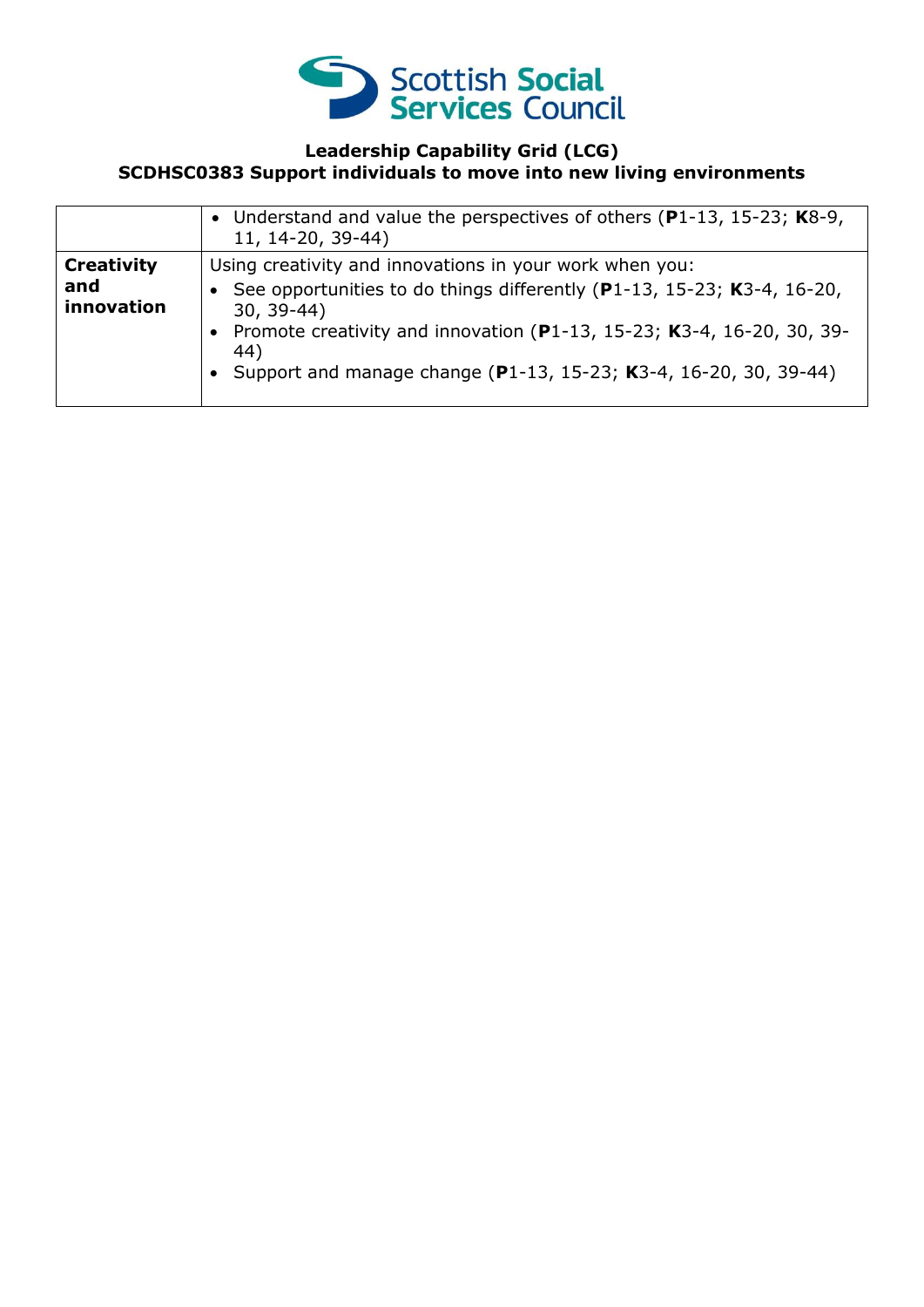**Leadership Capability Grid (LCG)**
**SCDHSC0383 Support individuals to move into new living environments**

| | |
|---|---|
| | • Understand and value the perspectives of others (**P**1-13, 15-23; **K**8-9, 11, 14-20, 39-44) |
| **Creativity and innovation** | Using creativity and innovations in your work when you:<br>• See opportunities to do things differently (**P**1-13, 15-23; **K**3-4, 16-20, 30, 39-44)<br>• Promote creativity and innovation (**P**1-13, 15-23; **K**3-4, 16-20, 30, 39-44)<br>• Support and manage change (**P**1-13, 15-23; **K**3-4, 16-20, 30, 39-44) |